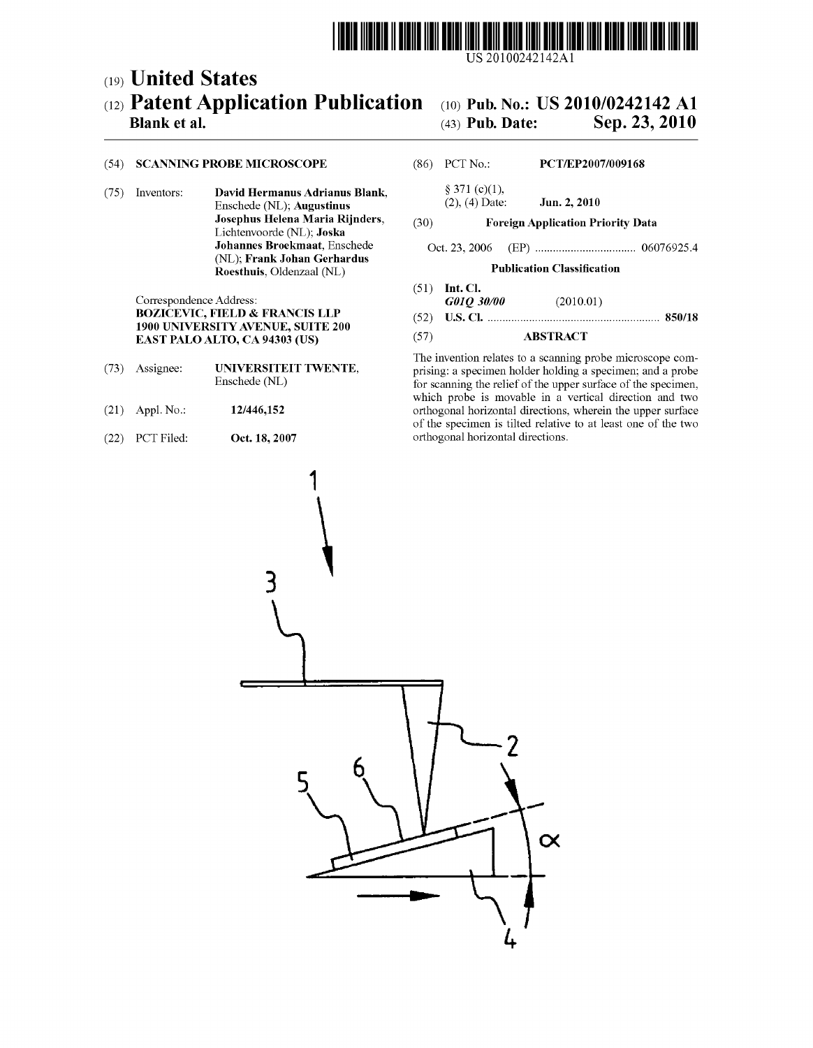US 20100242142A1

(19) **United States**

(12) **Patent Application Publication**

**Blank et al.**

(10) **Pub. No.: US 2010/0242142 A1**

(43) **Pub. Date: Sep. 23, 2010**

(54) **SCANNING PROBE MICROSCOPE**

(75) Inventors: **David Hermanus Adrianus Blank**, Enschede (NL); **Augustinus Josephus Helena Maria Rijnders**, Lichtenvoorde (NL); **Joska Johannes Broekmaat**, Enschede (NL); **Frank Johan Gerhardus Roesthuis**, Oldenzaal (NL)

Correspondence Address:
**BOZICEVIC, FIELD & FRANCIS LLP**
**1900 UNIVERSITY AVENUE, SUITE 200**
**EAST PALO ALTO, CA 94303 (US)**

(73) Assignee: **UNIVERSITEIT TWENTE**, Enschede (NL)

(21) Appl. No.: **12/446,152**

(22) PCT Filed: **Oct. 18, 2007**

(86) PCT No.: **PCT/EP2007/009168**

§ 371 (c)(1), (2), (4) Date: **Jun. 2, 2010**

(30) **Foreign Application Priority Data**

Oct. 23, 2006 (EP) .................................. 06076925.4

**Publication Classification**

(51) **Int. Cl.**
***G01Q 30/00*** (2010.01)

(52) **U.S. Cl.** .......................................................... **850/18**

(57) **ABSTRACT**

The invention relates to a scanning probe microscope comprising: a specimen holder holding a specimen; and a probe for scanning the relief of the upper surface of the specimen, which probe is movable in a vertical direction and two orthogonal horizontal directions, wherein the upper surface of the specimen is tilted relative to at least one of the two orthogonal horizontal directions.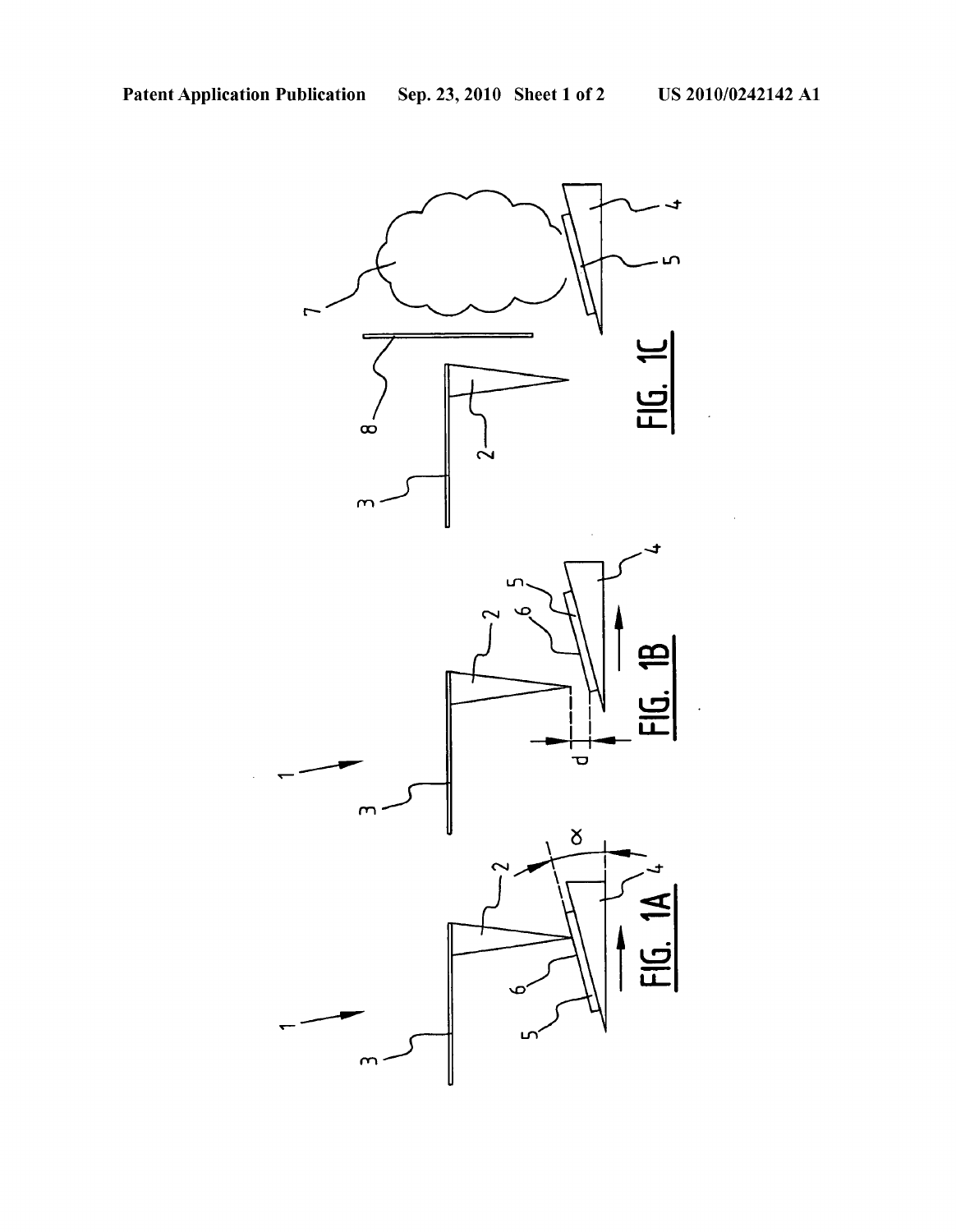FIG. 1A

FIG. 1B

FIG. 1C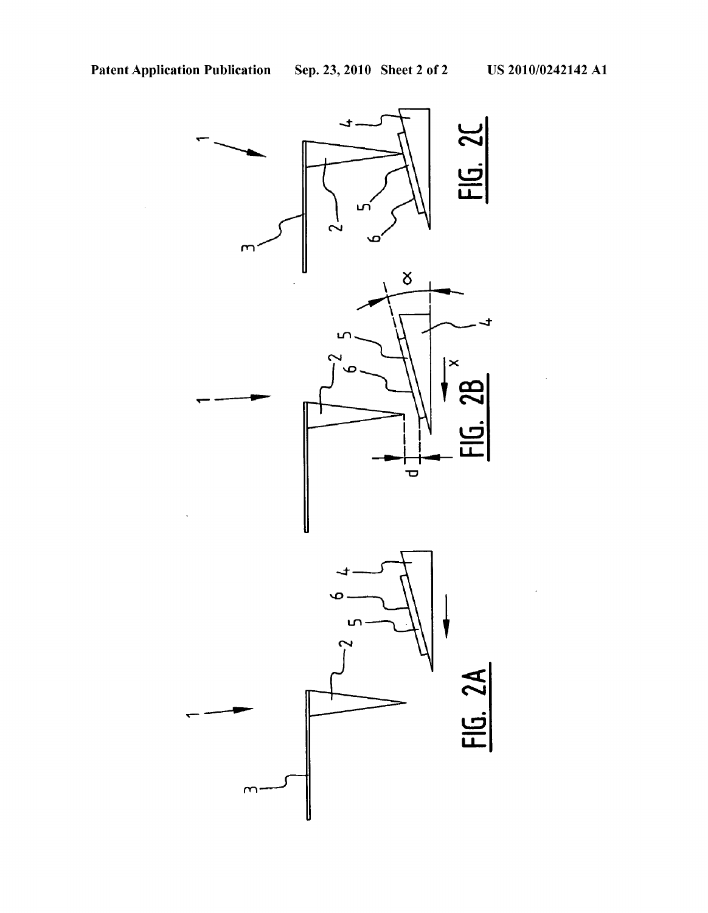FIG. 2A

FIG. 2B

FIG. 2C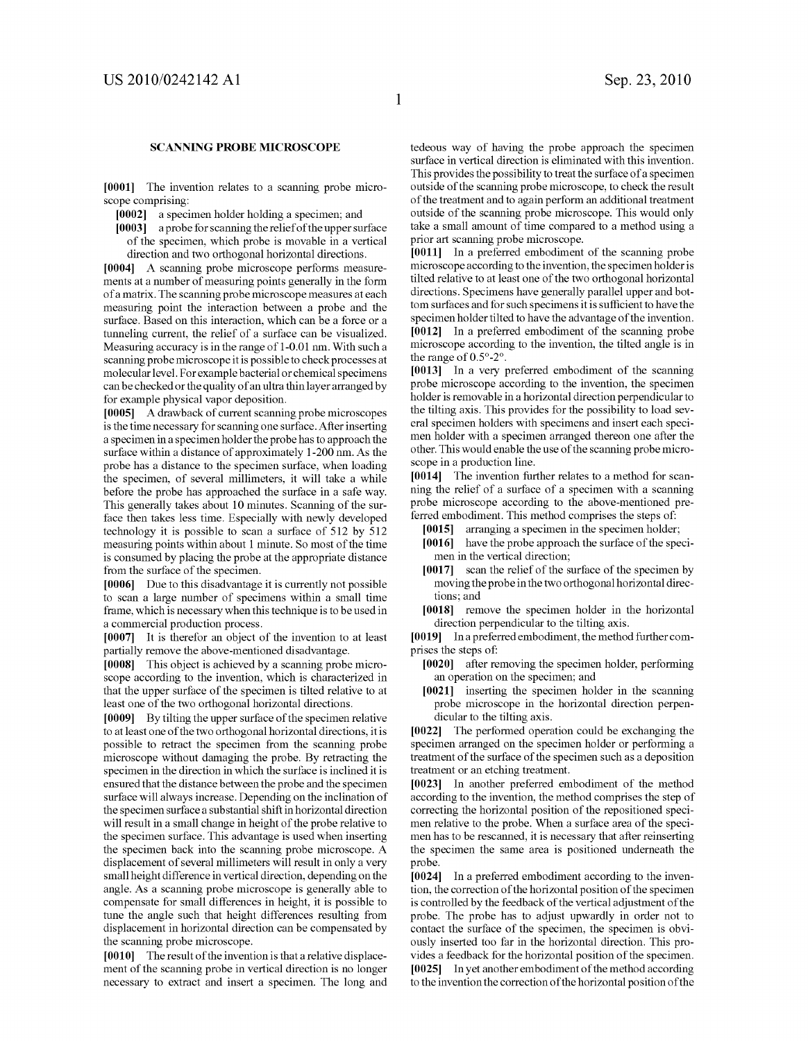## SCANNING PROBE MICROSCOPE

**[0001]** The invention relates to a scanning probe microscope comprising:

**[0002]** a specimen holder holding a specimen; and

**[0003]** a probe for scanning the relief of the upper surface of the specimen, which probe is movable in a vertical direction and two orthogonal horizontal directions.

**[0004]** A scanning probe microscope performs measurements at a number of measuring points generally in the form of a matrix. The scanning probe microscope measures at each measuring point the interaction between a probe and the surface. Based on this interaction, which can be a force or a tunneling current, the relief of a surface can be visualized. Measuring accuracy is in the range of 1-0.01 nm. With such a scanning probe microscope it is possible to check processes at molecular level. For example bacterial or chemical specimens can be checked or the quality of an ultra thin layer arranged by for example physical vapor deposition.

**[0005]** A drawback of current scanning probe microscopes is the time necessary for scanning one surface. After inserting a specimen in a specimen holder the probe has to approach the surface within a distance of approximately 1-200 nm. As the probe has a distance to the specimen surface, when loading the specimen, of several millimeters, it will take a while before the probe has approached the surface in a safe way. This generally takes about 10 minutes. Scanning of the surface then takes less time. Especially with newly developed technology it is possible to scan a surface of 512 by 512 measuring points within about 1 minute. So most of the time is consumed by placing the probe at the appropriate distance from the surface of the specimen.

**[0006]** Due to this disadvantage it is currently not possible to scan a large number of specimens within a small time frame, which is necessary when this technique is to be used in a commercial production process.

**[0007]** It is therefor an object of the invention to at least partially remove the above-mentioned disadvantage.

**[0008]** This object is achieved by a scanning probe microscope according to the invention, which is characterized in that the upper surface of the specimen is tilted relative to at least one of the two orthogonal horizontal directions.

**[0009]** By tilting the upper surface of the specimen relative to at least one of the two orthogonal horizontal directions, it is possible to retract the specimen from the scanning probe microscope without damaging the probe. By retracting the specimen in the direction in which the surface is inclined it is ensured that the distance between the probe and the specimen surface will always increase. Depending on the inclination of the specimen surface a substantial shift in horizontal direction will result in a small change in height of the probe relative to the specimen surface. This advantage is used when inserting the specimen back into the scanning probe microscope. A displacement of several millimeters will result in only a very small height difference in vertical direction, depending on the angle. As a scanning probe microscope is generally able to compensate for small differences in height, it is possible to tune the angle such that height differences resulting from displacement in horizontal direction can be compensated by the scanning probe microscope.

**[0010]** The result of the invention is that a relative displacement of the scanning probe in vertical direction is no longer necessary to extract and insert a specimen. The long and tedeous way of having the probe approach the specimen surface in vertical direction is eliminated with this invention. This provides the possibility to treat the surface of a specimen outside of the scanning probe microscope, to check the result of the treatment and to again perform an additional treatment outside of the scanning probe microscope. This would only take a small amount of time compared to a method using a prior art scanning probe microscope.

**[0011]** In a preferred embodiment of the scanning probe microscope according to the invention, the specimen holder is tilted relative to at least one of the two orthogonal horizontal directions. Specimens have generally parallel upper and bottom surfaces and for such specimens it is sufficient to have the specimen holder tilted to have the advantage of the invention.

**[0012]** In a preferred embodiment of the scanning probe microscope according to the invention, the tilted angle is in the range of 0.5°-2°.

**[0013]** In a very preferred embodiment of the scanning probe microscope according to the invention, the specimen holder is removable in a horizontal direction perpendicular to the tilting axis. This provides for the possibility to load several specimen holders with specimens and insert each specimen holder with a specimen arranged thereon one after the other. This would enable the use of the scanning probe microscope in a production line.

**[0014]** The invention further relates to a method for scanning the relief of a surface of a specimen with a scanning probe microscope according to the above-mentioned preferred embodiment. This method comprises the steps of:

**[0015]** arranging a specimen in the specimen holder;

**[0016]** have the probe approach the surface of the specimen in the vertical direction;

**[0017]** scan the relief of the surface of the specimen by moving the probe in the two orthogonal horizontal directions; and

**[0018]** remove the specimen holder in the horizontal direction perpendicular to the tilting axis.

**[0019]** In a preferred embodiment, the method further comprises the steps of:

**[0020]** after removing the specimen holder, performing an operation on the specimen; and

**[0021]** inserting the specimen holder in the scanning probe microscope in the horizontal direction perpendicular to the tilting axis.

**[0022]** The performed operation could be exchanging the specimen arranged on the specimen holder or performing a treatment of the surface of the specimen such as a deposition treatment or an etching treatment.

**[0023]** In another preferred embodiment of the method according to the invention, the method comprises the step of correcting the horizontal position of the repositioned specimen relative to the probe. When a surface area of the specimen has to be rescanned, it is necessary that after reinserting the specimen the same area is positioned underneath the probe.

**[0024]** In a preferred embodiment according to the invention, the correction of the horizontal position of the specimen is controlled by the feedback of the vertical adjustment of the probe. The probe has to adjust upwardly in order not to contact the surface of the specimen, the specimen is obviously inserted too far in the horizontal direction. This provides a feedback for the horizontal position of the specimen.

**[0025]** In yet another embodiment of the method according to the invention the correction of the horizontal position of the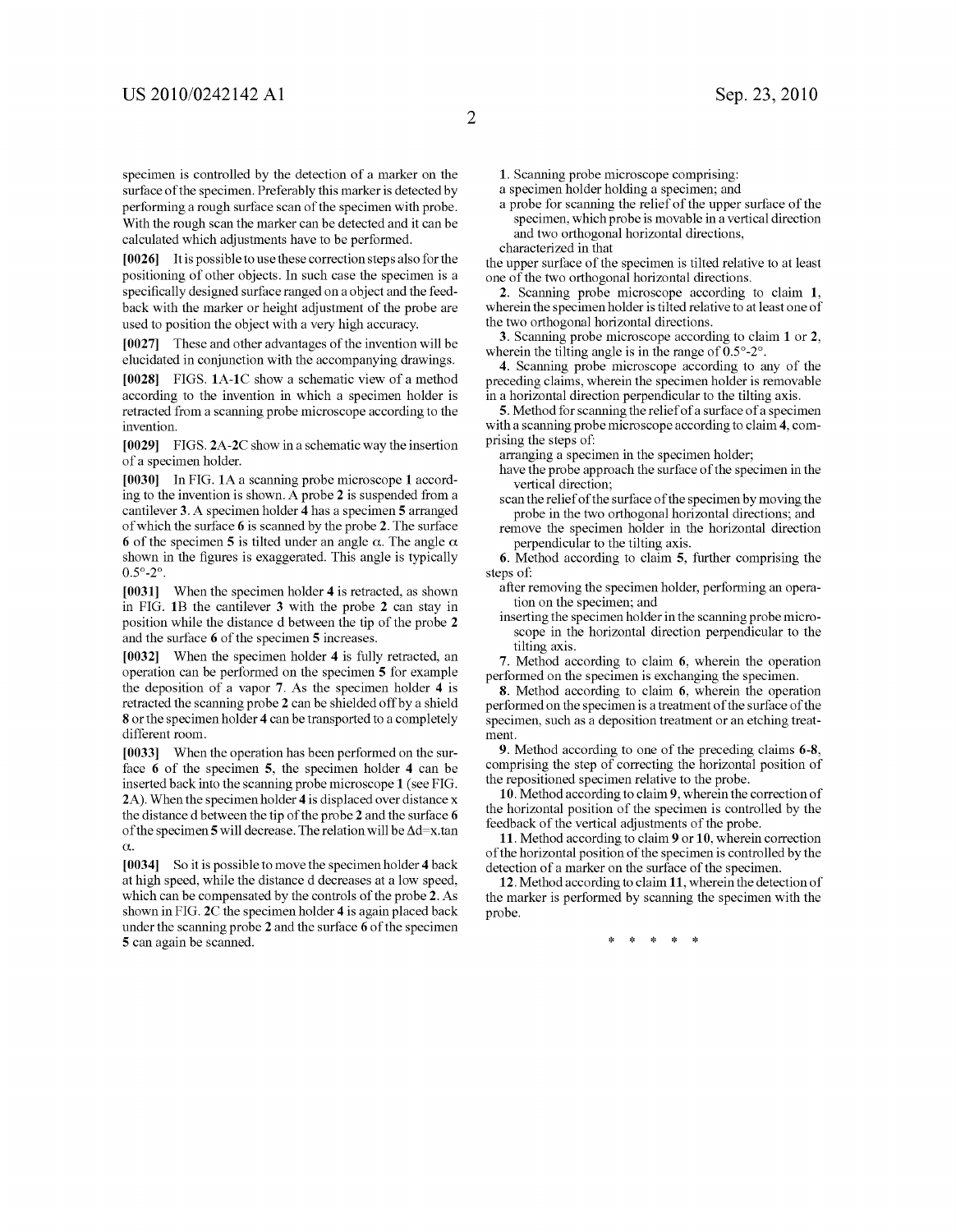specimen is controlled by the detection of a marker on the surface of the specimen. Preferably this marker is detected by performing a rough surface scan of the specimen with probe. With the rough scan the marker can be detected and it can be calculated which adjustments have to be performed.

**[0026]** It is possible to use these correction steps also for the positioning of other objects. In such case the specimen is a specifically designed surface ranged on a object and the feedback with the marker or height adjustment of the probe are used to position the object with a very high accuracy.

**[0027]** These and other advantages of the invention will be elucidated in conjunction with the accompanying drawings.

**[0028]** FIGS. 1A-1C show a schematic view of a method according to the invention in which a specimen holder is retracted from a scanning probe microscope according to the invention.

**[0029]** FIGS. 2A-2C show in a schematic way the insertion of a specimen holder.

**[0030]** In FIG. 1A a scanning probe microscope 1 according to the invention is shown. A probe 2 is suspended from a cantilever 3. A specimen holder 4 has a specimen 5 arranged of which the surface 6 is scanned by the probe 2. The surface 6 of the specimen 5 is tilted under an angle $\alpha$. The angle $\alpha$ shown in the figures is exaggerated. This angle is typically 0.5°-2°.

**[0031]** When the specimen holder 4 is retracted, as shown in FIG. 1B the cantilever 3 with the probe 2 can stay in position while the distance d between the tip of the probe 2 and the surface 6 of the specimen 5 increases.

**[0032]** When the specimen holder 4 is fully retracted, an operation can be performed on the specimen 5 for example the deposition of a vapor 7. As the specimen holder 4 is retracted the scanning probe 2 can be shielded off by a shield 8 or the specimen holder 4 can be transported to a completely different room.

**[0033]** When the operation has been performed on the surface 6 of the specimen 5, the specimen holder 4 can be inserted back into the scanning probe microscope 1 (see FIG. 2A). When the specimen holder 4 is displaced over distance x the distance d between the tip of the probe 2 and the surface 6 of the specimen 5 will decrease. The relation will be $\Delta d = x.\tan \alpha$.

**[0034]** So it is possible to move the specimen holder 4 back at high speed, while the distance d decreases at a low speed, which can be compensated by the controls of the probe 2. As shown in FIG. 2C the specimen holder 4 is again placed back under the scanning probe 2 and the surface 6 of the specimen 5 can again be scanned.

1. Scanning probe microscope comprising:
   a specimen holder holding a specimen; and
   a probe for scanning the relief of the upper surface of the specimen, which probe is movable in a vertical direction and two orthogonal horizontal directions,
   characterized in that
   the upper surface of the specimen is tilted relative to at least one of the two orthogonal horizontal directions.

2. Scanning probe microscope according to claim 1, wherein the specimen holder is tilted relative to at least one of the two orthogonal horizontal directions.

3. Scanning probe microscope according to claim 1 or 2, wherein the tilting angle is in the range of 0.5°-2°.

4. Scanning probe microscope according to any of the preceding claims, wherein the specimen holder is removable in a horizontal direction perpendicular to the tilting axis.

5. Method for scanning the relief of a surface of a specimen with a scanning probe microscope according to claim 4, comprising the steps of:
   arranging a specimen in the specimen holder;
   have the probe approach the surface of the specimen in the vertical direction;
   scan the relief of the surface of the specimen by moving the probe in the two orthogonal horizontal directions; and
   remove the specimen holder in the horizontal direction perpendicular to the tilting axis.

6. Method according to claim 5, further comprising the steps of:
   after removing the specimen holder, performing an operation on the specimen; and
   inserting the specimen holder in the scanning probe microscope in the horizontal direction perpendicular to the tilting axis.

7. Method according to claim 6, wherein the operation performed on the specimen is exchanging the specimen.

8. Method according to claim 6, wherein the operation performed on the specimen is a treatment of the surface of the specimen, such as a deposition treatment or an etching treatment.

9. Method according to one of the preceding claims 6-8, comprising the step of correcting the horizontal position of the repositioned specimen relative to the probe.

10. Method according to claim 9, wherein the correction of the horizontal position of the specimen is controlled by the feedback of the vertical adjustments of the probe.

11. Method according to claim 9 or 10, wherein correction of the horizontal position of the specimen is controlled by the detection of a marker on the surface of the specimen.

12. Method according to claim 11, wherein the detection of the marker is performed by scanning the specimen with the probe.

* * * * *